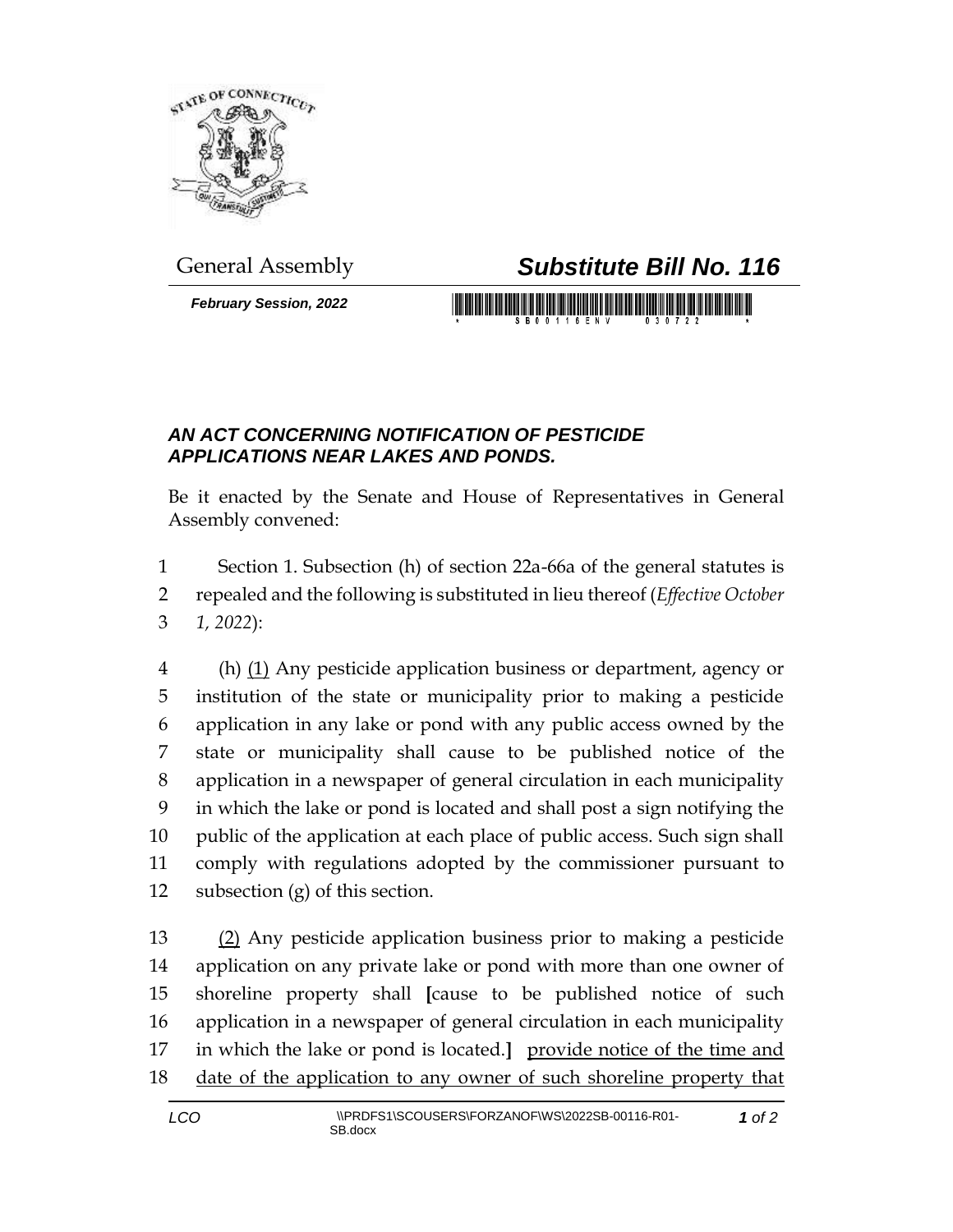General Assembly

# *Substitute Bill No. 116*

***February Session, 2022***

## *AN ACT CONCERNING NOTIFICATION OF PESTICIDE APPLICATIONS NEAR LAKES AND PONDS.*

Be it enacted by the Senate and House of Representatives in General Assembly convened:

1 Section 1. Subsection (h) of section 22a-66a of the general statutes is
2 repealed and the following is substituted in lieu thereof (*Effective October*
3 *1, 2022*):

4 (h) <u>(1)</u> Any pesticide application business or department, agency or
5 institution of the state or municipality prior to making a pesticide
6 application in any lake or pond with any public access owned by the
7 state or municipality shall cause to be published notice of the
8 application in a newspaper of general circulation in each municipality
9 in which the lake or pond is located and shall post a sign notifying the
10 public of the application at each place of public access. Such sign shall
11 comply with regulations adopted by the commissioner pursuant to
12 subsection (g) of this section.

13 <u>(2)</u> Any pesticide application business prior to making a pesticide
14 application on any private lake or pond with more than one owner of
15 shoreline property shall **[**cause to be published notice of such
16 application in a newspaper of general circulation in each municipality
17 in which the lake or pond is located.**]** <u>provide notice of the time and</u>
18 <u>date of the application to any owner of such shoreline property that</u>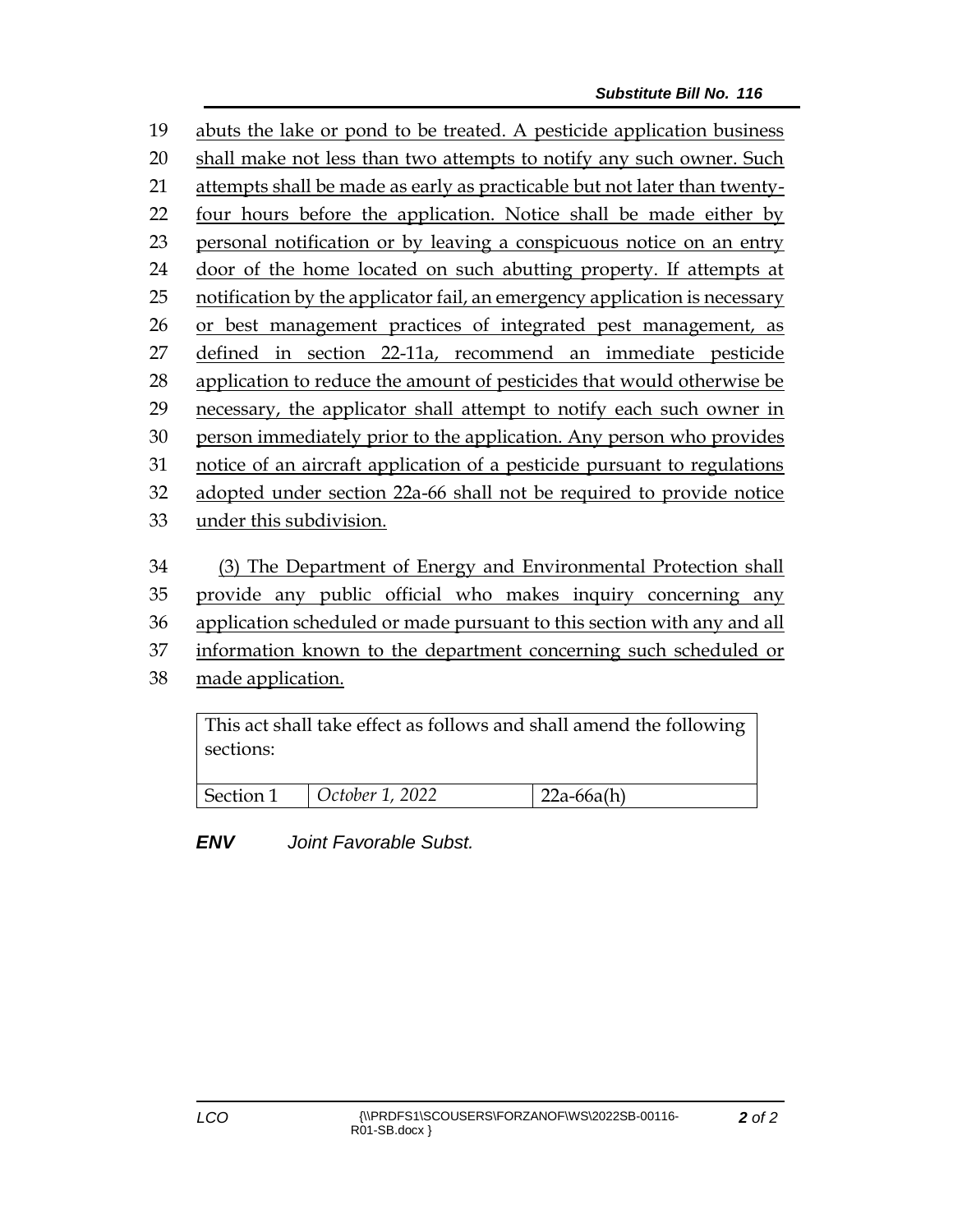abuts the lake or pond to be treated. A pesticide application business shall make not less than two attempts to notify any such owner. Such attempts shall be made as early as practicable but not later than twenty-four hours before the application. Notice shall be made either by personal notification or by leaving a conspicuous notice on an entry door of the home located on such abutting property. If attempts at notification by the applicator fail, an emergency application is necessary or best management practices of integrated pest management, as defined in section 22-11a, recommend an immediate pesticide application to reduce the amount of pesticides that would otherwise be necessary, the applicator shall attempt to notify each such owner in person immediately prior to the application. Any person who provides notice of an aircraft application of a pesticide pursuant to regulations adopted under section 22a-66 shall not be required to provide notice under this subdivision.

(3) The Department of Energy and Environmental Protection shall provide any public official who makes inquiry concerning any application scheduled or made pursuant to this section with any and all information known to the department concerning such scheduled or made application.

| This act shall take effect as follows and shall amend the following sections: | | |
|---|---|---|
| Section 1 | *October 1, 2022* | 22a-66a(h) |

***ENV*** *Joint Favorable Subst.*